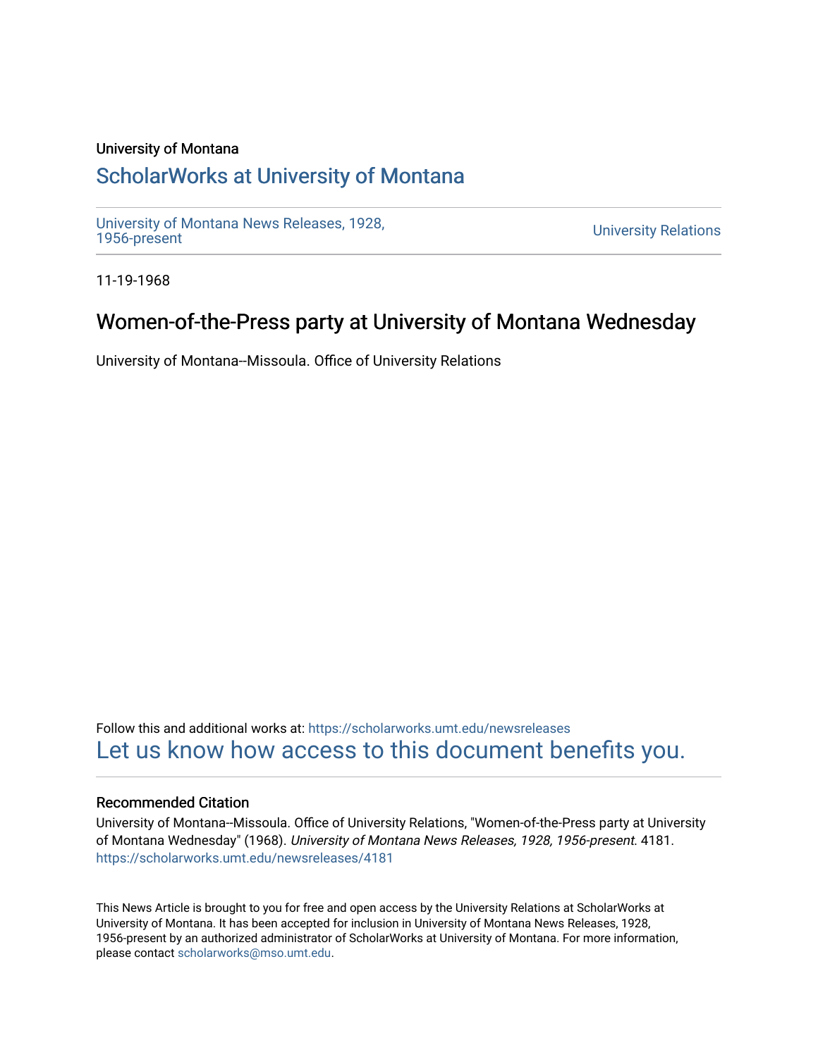University of Montana

# ScholarWorks at University of Montana

University of Montana News Releases, 1928, 1956-present

University Relations

11-19-1968

## Women-of-the-Press party at University of Montana Wednesday

University of Montana--Missoula. Office of University Relations

Follow this and additional works at: https://scholarworks.umt.edu/newsreleases

Let us know how access to this document benefits you.

### Recommended Citation

University of Montana--Missoula. Office of University Relations, "Women-of-the-Press party at University of Montana Wednesday" (1968). *University of Montana News Releases, 1928, 1956-present*. 4181. https://scholarworks.umt.edu/newsreleases/4181

This News Article is brought to you for free and open access by the University Relations at ScholarWorks at University of Montana. It has been accepted for inclusion in University of Montana News Releases, 1928, 1956-present by an authorized administrator of ScholarWorks at University of Montana. For more information, please contact scholarworks@mso.umt.edu.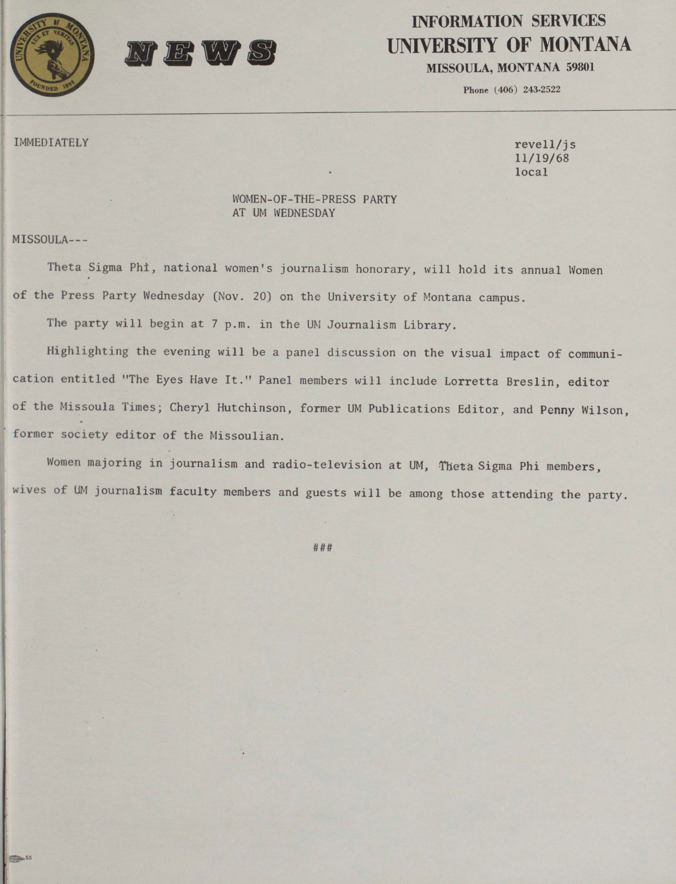# NEWS

**INFORMATION SERVICES**
**UNIVERSITY OF MONTANA**
**MISSOULA, MONTANA 59801**
Phone (406) 243-2522

IMMEDIATELY

revell/js
11/19/68
local

WOMEN-OF-THE-PRESS PARTY
AT UM WEDNESDAY

MISSOULA---

Theta Sigma Phi, national women's journalism honorary, will hold its annual Women of the Press Party Wednesday (Nov. 20) on the University of Montana campus.

The party will begin at 7 p.m. in the UM Journalism Library.

Highlighting the evening will be a panel discussion on the visual impact of communication entitled "The Eyes Have It." Panel members will include Lorretta Breslin, editor of the Missoula Times; Cheryl Hutchinson, former UM Publications Editor, and Penny Wilson, former society editor of the Missoulian.

Women majoring in journalism and radio-television at UM, Theta Sigma Phi members, wives of UM journalism faculty members and guests will be among those attending the party.

###